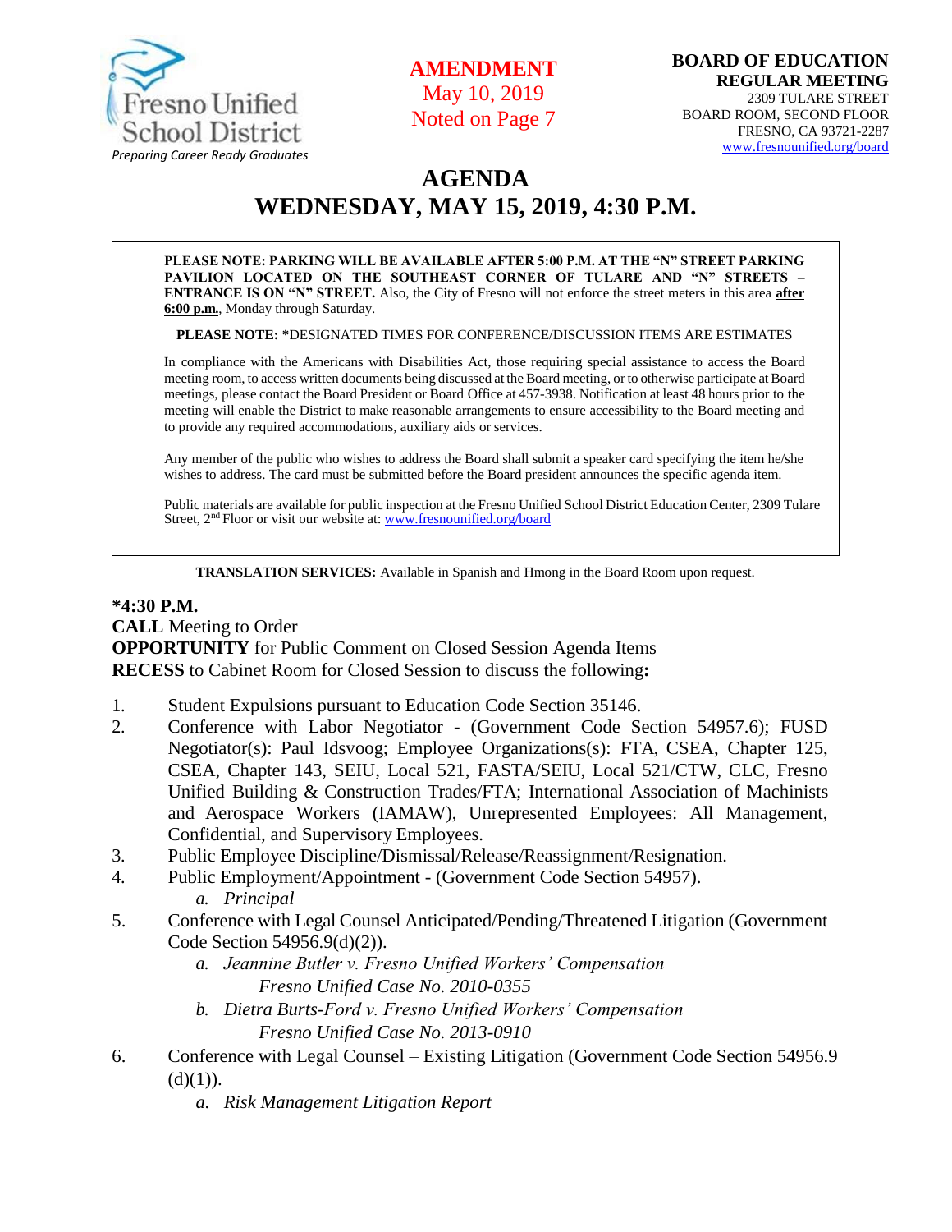Fresno Unified School District
*Preparing Career Ready Graduates*

**AMENDMENT**
May 10, 2019
Noted on Page 7

**BOARD OF EDUCATION**
**REGULAR MEETING**
2309 TULARE STREET
BOARD ROOM, SECOND FLOOR
FRESNO, CA 93721-2287
www.fresnounified.org/board

# AGENDA
# WEDNESDAY, MAY 15, 2019, 4:30 P.M.

**PLEASE NOTE: PARKING WILL BE AVAILABLE AFTER 5:00 P.M. AT THE "N" STREET PARKING PAVILION LOCATED ON THE SOUTHEAST CORNER OF TULARE AND "N" STREETS – ENTRANCE IS ON "N" STREET.** Also, the City of Fresno will not enforce the street meters in this area **after 6:00 p.m.**, Monday through Saturday.

**PLEASE NOTE: \***DESIGNATED TIMES FOR CONFERENCE/DISCUSSION ITEMS ARE ESTIMATES

In compliance with the Americans with Disabilities Act, those requiring special assistance to access the Board meeting room, to access written documents being discussed at the Board meeting, or to otherwise participate at Board meetings, please contact the Board President or Board Office at 457-3938. Notification at least 48 hours prior to the meeting will enable the District to make reasonable arrangements to ensure accessibility to the Board meeting and to provide any required accommodations, auxiliary aids or services.

Any member of the public who wishes to address the Board shall submit a speaker card specifying the item he/she wishes to address. The card must be submitted before the Board president announces the specific agenda item.

Public materials are available for public inspection at the Fresno Unified School District Education Center, 2309 Tulare Street, 2nd Floor or visit our website at: www.fresnounified.org/board

**TRANSLATION SERVICES:** Available in Spanish and Hmong in the Board Room upon request.

**\*4:30 P.M.**
**CALL** Meeting to Order
**OPPORTUNITY** for Public Comment on Closed Session Agenda Items
**RECESS** to Cabinet Room for Closed Session to discuss the following**:**

1. Student Expulsions pursuant to Education Code Section 35146.
2. Conference with Labor Negotiator - (Government Code Section 54957.6); FUSD Negotiator(s): Paul Idsvoog; Employee Organizations(s): FTA, CSEA, Chapter 125, CSEA, Chapter 143, SEIU, Local 521, FASTA/SEIU, Local 521/CTW, CLC, Fresno Unified Building & Construction Trades/FTA; International Association of Machinists and Aerospace Workers (IAMAW), Unrepresented Employees: All Management, Confidential, and Supervisory Employees.
3. Public Employee Discipline/Dismissal/Release/Reassignment/Resignation.
4. Public Employment/Appointment - (Government Code Section 54957).
   a. *Principal*
5. Conference with Legal Counsel Anticipated/Pending/Threatened Litigation (Government Code Section 54956.9(d)(2)).
   a. *Jeannine Butler v. Fresno Unified Workers' Compensation*
      *Fresno Unified Case No. 2010-0355*
   b. *Dietra Burts-Ford v. Fresno Unified Workers' Compensation*
      *Fresno Unified Case No. 2013-0910*
6. Conference with Legal Counsel – Existing Litigation (Government Code Section 54956.9 (d)(1)).
   a. *Risk Management Litigation Report*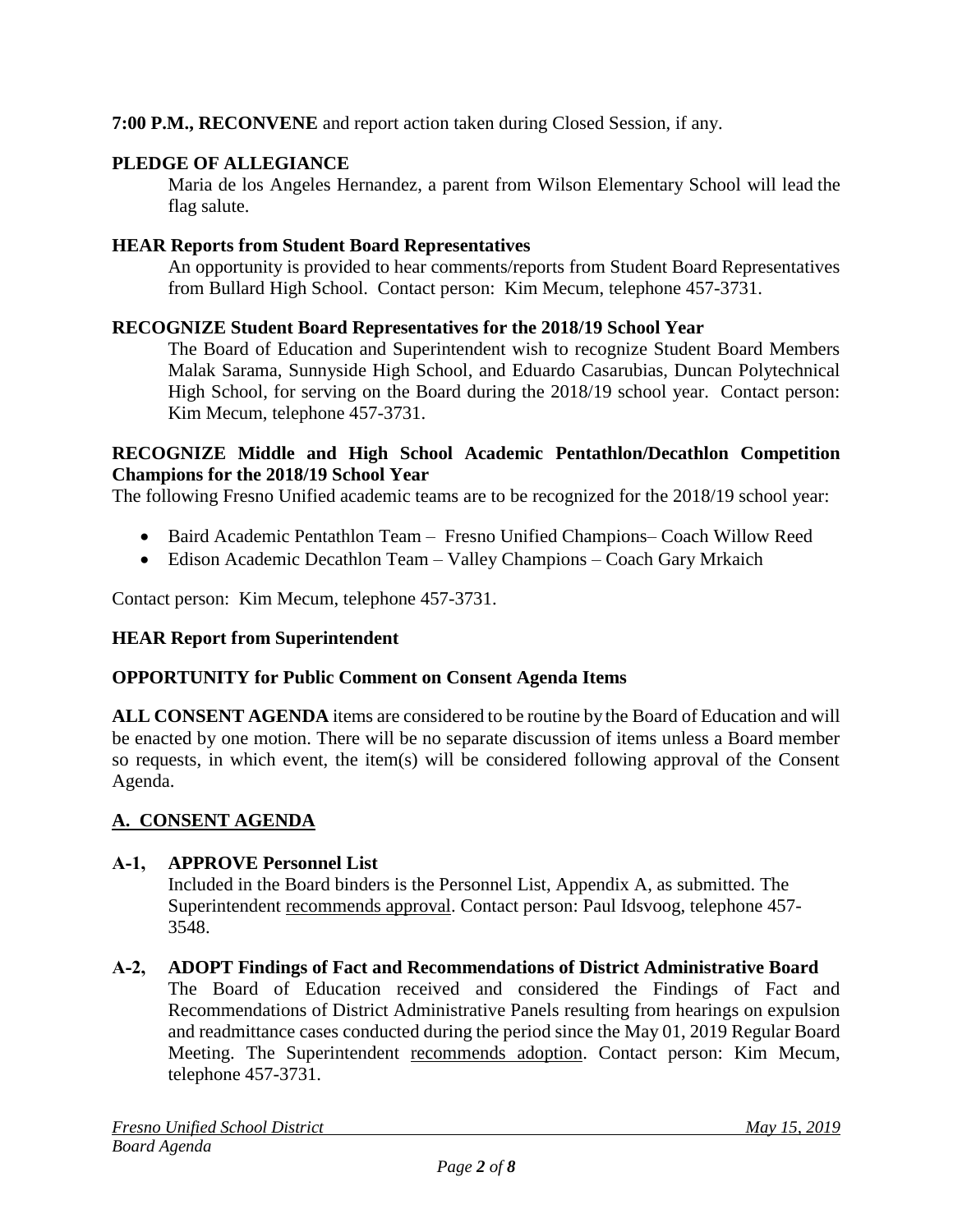**7:00 P.M., RECONVENE** and report action taken during Closed Session, if any.

**PLEDGE OF ALLEGIANCE**

Maria de los Angeles Hernandez, a parent from Wilson Elementary School will lead the flag salute.

**HEAR Reports from Student Board Representatives**

An opportunity is provided to hear comments/reports from Student Board Representatives from Bullard High School. Contact person: Kim Mecum, telephone 457-3731.

**RECOGNIZE Student Board Representatives for the 2018/19 School Year**

The Board of Education and Superintendent wish to recognize Student Board Members Malak Sarama, Sunnyside High School, and Eduardo Casarubias, Duncan Polytechnical High School, for serving on the Board during the 2018/19 school year. Contact person: Kim Mecum, telephone 457-3731.

**RECOGNIZE Middle and High School Academic Pentathlon/Decathlon Competition Champions for the 2018/19 School Year**

The following Fresno Unified academic teams are to be recognized for the 2018/19 school year:

- Baird Academic Pentathlon Team – Fresno Unified Champions– Coach Willow Reed
- Edison Academic Decathlon Team – Valley Champions – Coach Gary Mrkaich

Contact person: Kim Mecum, telephone 457-3731.

**HEAR Report from Superintendent**

**OPPORTUNITY for Public Comment on Consent Agenda Items**

**ALL CONSENT AGENDA** items are considered to be routine by the Board of Education and will be enacted by one motion. There will be no separate discussion of items unless a Board member so requests, in which event, the item(s) will be considered following approval of the Consent Agenda.

## A. CONSENT AGENDA

**A-1, APPROVE Personnel List**

Included in the Board binders is the Personnel List, Appendix A, as submitted. The Superintendent recommends approval. Contact person: Paul Idsvoog, telephone 457-3548.

**A-2, ADOPT Findings of Fact and Recommendations of District Administrative Board**

The Board of Education received and considered the Findings of Fact and Recommendations of District Administrative Panels resulting from hearings on expulsion and readmittance cases conducted during the period since the May 01, 2019 Regular Board Meeting. The Superintendent recommends adoption. Contact person: Kim Mecum, telephone 457-3731.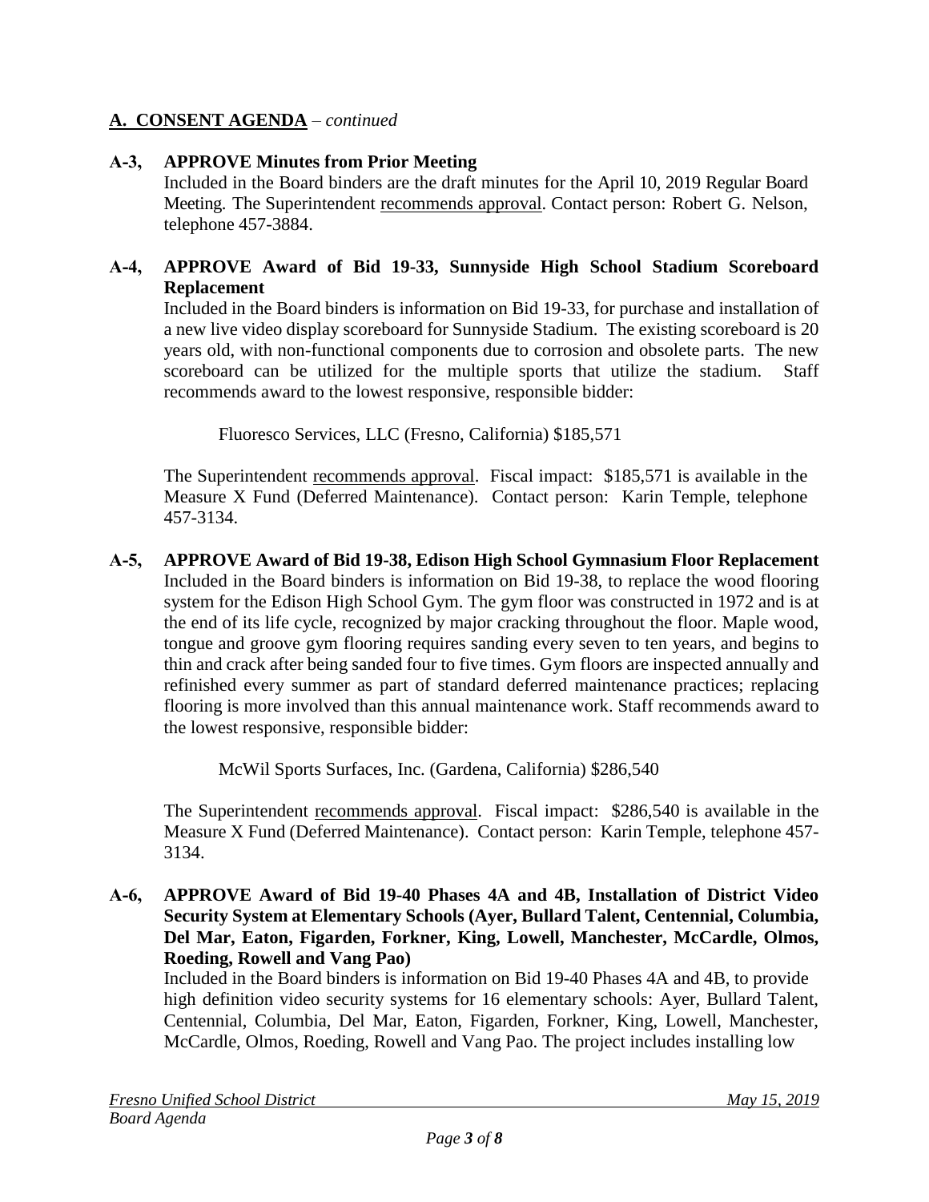## **A. CONSENT AGENDA** – *continued*

**A-3, APPROVE Minutes from Prior Meeting**

Included in the Board binders are the draft minutes for the April 10, 2019 Regular Board Meeting. The Superintendent recommends approval. Contact person: Robert G. Nelson, telephone 457-3884.

**A-4, APPROVE Award of Bid 19-33, Sunnyside High School Stadium Scoreboard Replacement**

Included in the Board binders is information on Bid 19-33, for purchase and installation of a new live video display scoreboard for Sunnyside Stadium. The existing scoreboard is 20 years old, with non-functional components due to corrosion and obsolete parts. The new scoreboard can be utilized for the multiple sports that utilize the stadium. Staff recommends award to the lowest responsive, responsible bidder:

Fluoresco Services, LLC (Fresno, California) $185,571

The Superintendent recommends approval. Fiscal impact: $185,571 is available in the Measure X Fund (Deferred Maintenance). Contact person: Karin Temple, telephone 457-3134.

**A-5, APPROVE Award of Bid 19-38, Edison High School Gymnasium Floor Replacement**

Included in the Board binders is information on Bid 19-38, to replace the wood flooring system for the Edison High School Gym. The gym floor was constructed in 1972 and is at the end of its life cycle, recognized by major cracking throughout the floor. Maple wood, tongue and groove gym flooring requires sanding every seven to ten years, and begins to thin and crack after being sanded four to five times. Gym floors are inspected annually and refinished every summer as part of standard deferred maintenance practices; replacing flooring is more involved than this annual maintenance work. Staff recommends award to the lowest responsive, responsible bidder:

McWil Sports Surfaces, Inc. (Gardena, California) $286,540

The Superintendent recommends approval. Fiscal impact: $286,540 is available in the Measure X Fund (Deferred Maintenance). Contact person: Karin Temple, telephone 457-3134.

**A-6, APPROVE Award of Bid 19-40 Phases 4A and 4B, Installation of District Video Security System at Elementary Schools (Ayer, Bullard Talent, Centennial, Columbia, Del Mar, Eaton, Figarden, Forkner, King, Lowell, Manchester, McCardle, Olmos, Roeding, Rowell and Vang Pao)**

Included in the Board binders is information on Bid 19-40 Phases 4A and 4B, to provide high definition video security systems for 16 elementary schools: Ayer, Bullard Talent, Centennial, Columbia, Del Mar, Eaton, Figarden, Forkner, King, Lowell, Manchester, McCardle, Olmos, Roeding, Rowell and Vang Pao. The project includes installing low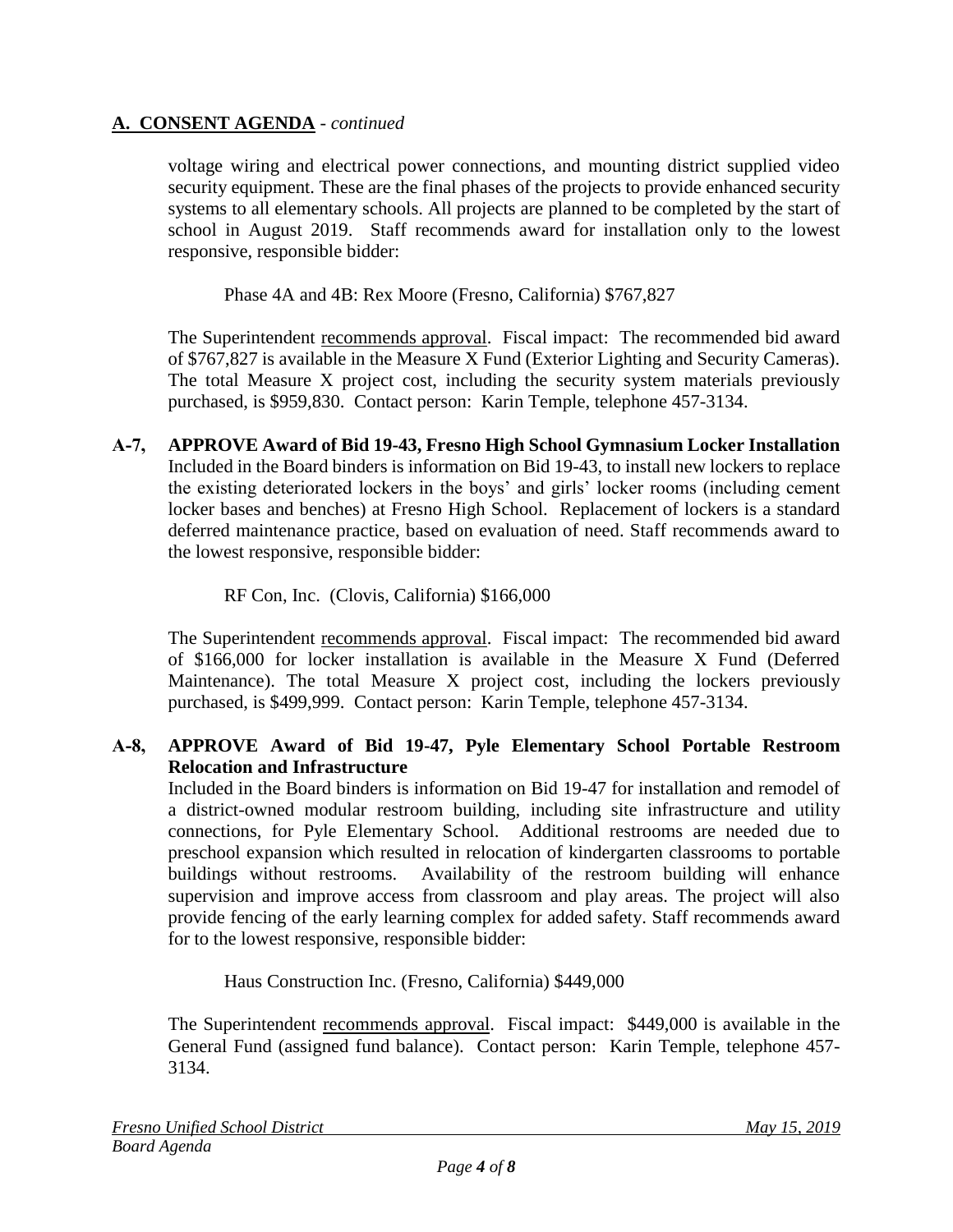## A. CONSENT AGENDA - *continued*

voltage wiring and electrical power connections, and mounting district supplied video security equipment. These are the final phases of the projects to provide enhanced security systems to all elementary schools. All projects are planned to be completed by the start of school in August 2019. Staff recommends award for installation only to the lowest responsive, responsible bidder:

Phase 4A and 4B: Rex Moore (Fresno, California) $767,827

The Superintendent recommends approval. Fiscal impact: The recommended bid award of $767,827 is available in the Measure X Fund (Exterior Lighting and Security Cameras). The total Measure X project cost, including the security system materials previously purchased, is $959,830. Contact person: Karin Temple, telephone 457-3134.

**A-7, APPROVE Award of Bid 19-43, Fresno High School Gymnasium Locker Installation**

Included in the Board binders is information on Bid 19-43, to install new lockers to replace the existing deteriorated lockers in the boys' and girls' locker rooms (including cement locker bases and benches) at Fresno High School. Replacement of lockers is a standard deferred maintenance practice, based on evaluation of need. Staff recommends award to the lowest responsive, responsible bidder:

RF Con, Inc. (Clovis, California) $166,000

The Superintendent recommends approval. Fiscal impact: The recommended bid award of $166,000 for locker installation is available in the Measure X Fund (Deferred Maintenance). The total Measure X project cost, including the lockers previously purchased, is $499,999. Contact person: Karin Temple, telephone 457-3134.

**A-8, APPROVE Award of Bid 19-47, Pyle Elementary School Portable Restroom Relocation and Infrastructure**

Included in the Board binders is information on Bid 19-47 for installation and remodel of a district-owned modular restroom building, including site infrastructure and utility connections, for Pyle Elementary School. Additional restrooms are needed due to preschool expansion which resulted in relocation of kindergarten classrooms to portable buildings without restrooms. Availability of the restroom building will enhance supervision and improve access from classroom and play areas. The project will also provide fencing of the early learning complex for added safety. Staff recommends award for to the lowest responsive, responsible bidder:

Haus Construction Inc. (Fresno, California) $449,000

The Superintendent recommends approval. Fiscal impact: $449,000 is available in the General Fund (assigned fund balance). Contact person: Karin Temple, telephone 457-3134.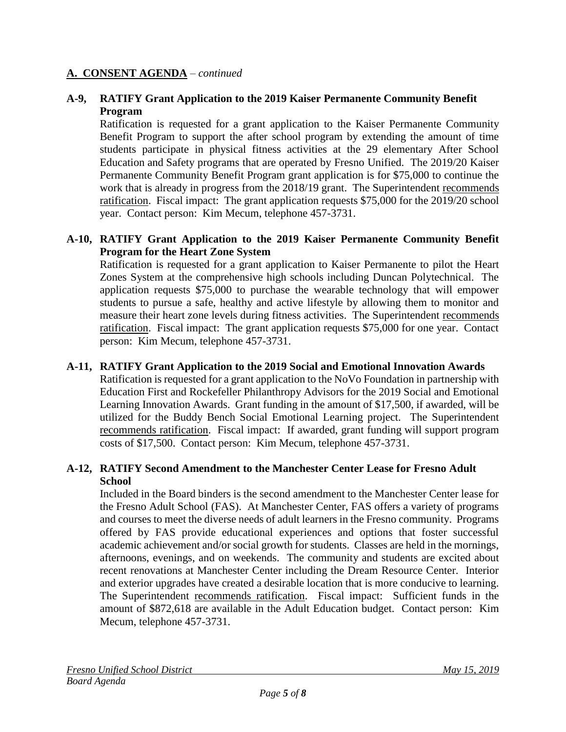## A. CONSENT AGENDA – *continued*

**A-9, RATIFY Grant Application to the 2019 Kaiser Permanente Community Benefit Program**

Ratification is requested for a grant application to the Kaiser Permanente Community Benefit Program to support the after school program by extending the amount of time students participate in physical fitness activities at the 29 elementary After School Education and Safety programs that are operated by Fresno Unified. The 2019/20 Kaiser Permanente Community Benefit Program grant application is for $75,000 to continue the work that is already in progress from the 2018/19 grant. The Superintendent recommends ratification. Fiscal impact: The grant application requests $75,000 for the 2019/20 school year. Contact person: Kim Mecum, telephone 457-3731.

**A-10, RATIFY Grant Application to the 2019 Kaiser Permanente Community Benefit Program for the Heart Zone System**

Ratification is requested for a grant application to Kaiser Permanente to pilot the Heart Zones System at the comprehensive high schools including Duncan Polytechnical. The application requests $75,000 to purchase the wearable technology that will empower students to pursue a safe, healthy and active lifestyle by allowing them to monitor and measure their heart zone levels during fitness activities. The Superintendent recommends ratification. Fiscal impact: The grant application requests $75,000 for one year. Contact person: Kim Mecum, telephone 457-3731.

**A-11, RATIFY Grant Application to the 2019 Social and Emotional Innovation Awards**

Ratification is requested for a grant application to the NoVo Foundation in partnership with Education First and Rockefeller Philanthropy Advisors for the 2019 Social and Emotional Learning Innovation Awards. Grant funding in the amount of $17,500, if awarded, will be utilized for the Buddy Bench Social Emotional Learning project. The Superintendent recommends ratification. Fiscal impact: If awarded, grant funding will support program costs of $17,500. Contact person: Kim Mecum, telephone 457-3731.

**A-12, RATIFY Second Amendment to the Manchester Center Lease for Fresno Adult School**

Included in the Board binders is the second amendment to the Manchester Center lease for the Fresno Adult School (FAS). At Manchester Center, FAS offers a variety of programs and courses to meet the diverse needs of adult learners in the Fresno community. Programs offered by FAS provide educational experiences and options that foster successful academic achievement and/or social growth for students. Classes are held in the mornings, afternoons, evenings, and on weekends. The community and students are excited about recent renovations at Manchester Center including the Dream Resource Center. Interior and exterior upgrades have created a desirable location that is more conducive to learning. The Superintendent recommends ratification. Fiscal impact: Sufficient funds in the amount of $872,618 are available in the Adult Education budget. Contact person: Kim Mecum, telephone 457-3731.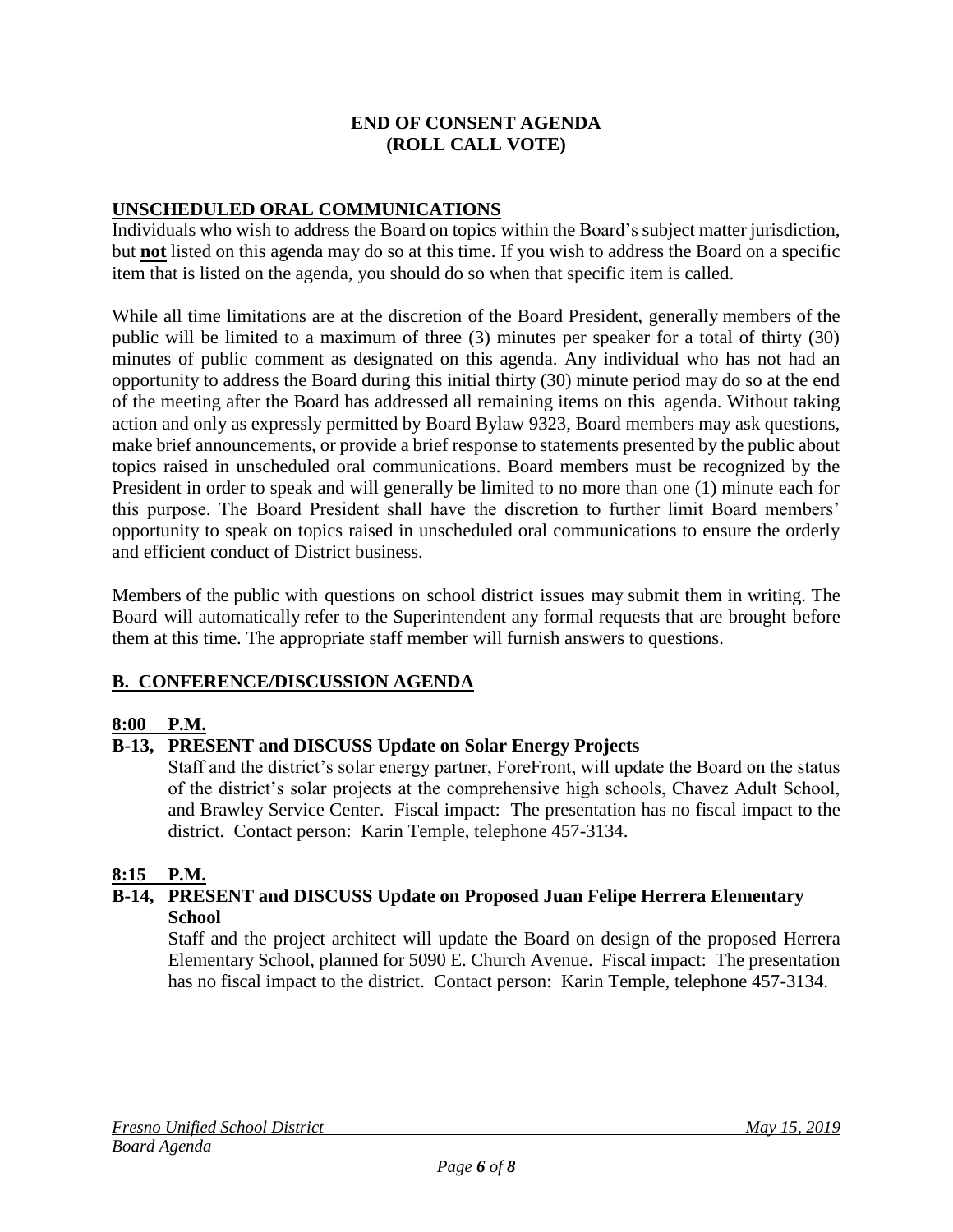**END OF CONSENT AGENDA**
**(ROLL CALL VOTE)**

## UNSCHEDULED ORAL COMMUNICATIONS

Individuals who wish to address the Board on topics within the Board's subject matter jurisdiction, but **not** listed on this agenda may do so at this time. If you wish to address the Board on a specific item that is listed on the agenda, you should do so when that specific item is called.

While all time limitations are at the discretion of the Board President, generally members of the public will be limited to a maximum of three (3) minutes per speaker for a total of thirty (30) minutes of public comment as designated on this agenda. Any individual who has not had an opportunity to address the Board during this initial thirty (30) minute period may do so at the end of the meeting after the Board has addressed all remaining items on this agenda. Without taking action and only as expressly permitted by Board Bylaw 9323, Board members may ask questions, make brief announcements, or provide a brief response to statements presented by the public about topics raised in unscheduled oral communications. Board members must be recognized by the President in order to speak and will generally be limited to no more than one (1) minute each for this purpose. The Board President shall have the discretion to further limit Board members' opportunity to speak on topics raised in unscheduled oral communications to ensure the orderly and efficient conduct of District business.

Members of the public with questions on school district issues may submit them in writing. The Board will automatically refer to the Superintendent any formal requests that are brought before them at this time. The appropriate staff member will furnish answers to questions.

## B. CONFERENCE/DISCUSSION AGENDA

**8:00 P.M.**

**B-13, PRESENT and DISCUSS Update on Solar Energy Projects**

Staff and the district's solar energy partner, ForeFront, will update the Board on the status of the district's solar projects at the comprehensive high schools, Chavez Adult School, and Brawley Service Center. Fiscal impact: The presentation has no fiscal impact to the district. Contact person: Karin Temple, telephone 457-3134.

**8:15 P.M.**

**B-14, PRESENT and DISCUSS Update on Proposed Juan Felipe Herrera Elementary School**

Staff and the project architect will update the Board on design of the proposed Herrera Elementary School, planned for 5090 E. Church Avenue. Fiscal impact: The presentation has no fiscal impact to the district. Contact person: Karin Temple, telephone 457-3134.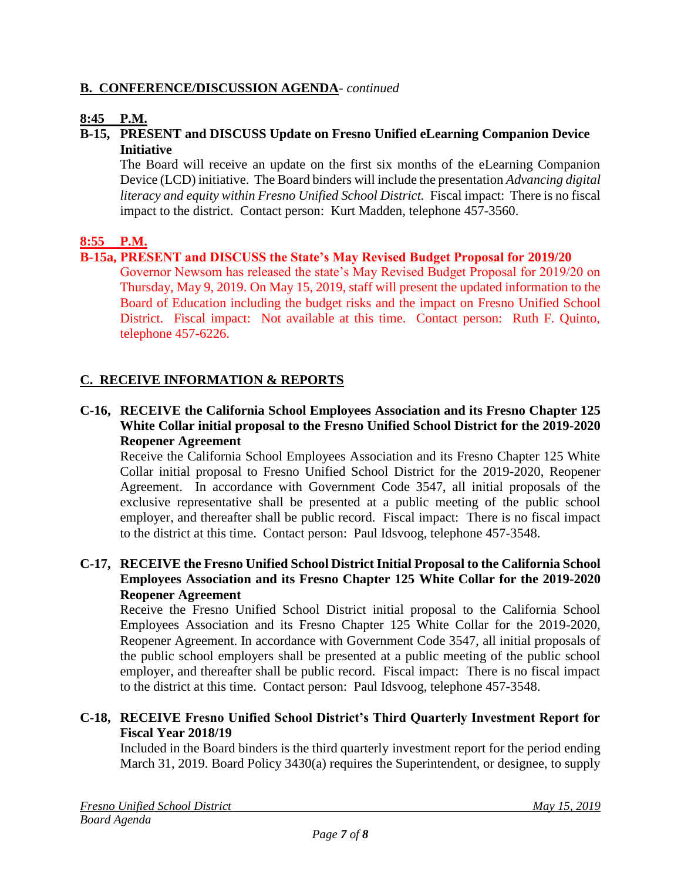## **B. CONFERENCE/DISCUSSION AGENDA**- *continued*

**8:45 P.M.**

**B-15, PRESENT and DISCUSS Update on Fresno Unified eLearning Companion Device Initiative**

The Board will receive an update on the first six months of the eLearning Companion Device (LCD) initiative. The Board binders will include the presentation *Advancing digital literacy and equity within Fresno Unified School District.* Fiscal impact: There is no fiscal impact to the district. Contact person: Kurt Madden, telephone 457-3560.

**8:55 P.M.**

**B-15a, PRESENT and DISCUSS the State's May Revised Budget Proposal for 2019/20**

Governor Newsom has released the state's May Revised Budget Proposal for 2019/20 on Thursday, May 9, 2019. On May 15, 2019, staff will present the updated information to the Board of Education including the budget risks and the impact on Fresno Unified School District. Fiscal impact: Not available at this time. Contact person: Ruth F. Quinto, telephone 457-6226.

## **C. RECEIVE INFORMATION & REPORTS**

**C-16, RECEIVE the California School Employees Association and its Fresno Chapter 125 White Collar initial proposal to the Fresno Unified School District for the 2019-2020 Reopener Agreement**

Receive the California School Employees Association and its Fresno Chapter 125 White Collar initial proposal to Fresno Unified School District for the 2019-2020, Reopener Agreement. In accordance with Government Code 3547, all initial proposals of the exclusive representative shall be presented at a public meeting of the public school employer, and thereafter shall be public record. Fiscal impact: There is no fiscal impact to the district at this time. Contact person: Paul Idsvoog, telephone 457-3548.

**C-17, RECEIVE the Fresno Unified School District Initial Proposal to the California School Employees Association and its Fresno Chapter 125 White Collar for the 2019-2020 Reopener Agreement**

Receive the Fresno Unified School District initial proposal to the California School Employees Association and its Fresno Chapter 125 White Collar for the 2019-2020, Reopener Agreement. In accordance with Government Code 3547, all initial proposals of the public school employers shall be presented at a public meeting of the public school employer, and thereafter shall be public record. Fiscal impact: There is no fiscal impact to the district at this time. Contact person: Paul Idsvoog, telephone 457-3548.

**C-18, RECEIVE Fresno Unified School District's Third Quarterly Investment Report for Fiscal Year 2018/19**

Included in the Board binders is the third quarterly investment report for the period ending March 31, 2019. Board Policy 3430(a) requires the Superintendent, or designee, to supply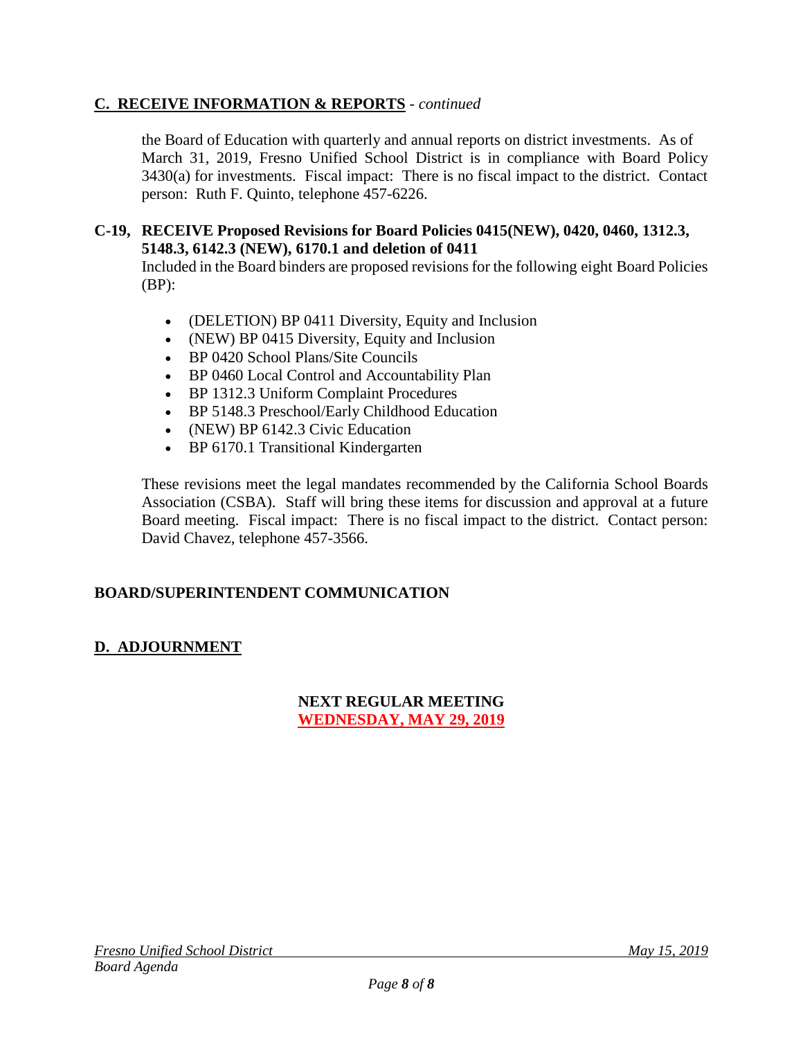## C. RECEIVE INFORMATION & REPORTS - *continued*

the Board of Education with quarterly and annual reports on district investments. As of March 31, 2019, Fresno Unified School District is in compliance with Board Policy 3430(a) for investments. Fiscal impact: There is no fiscal impact to the district. Contact person: Ruth F. Quinto, telephone 457-6226.

**C-19, RECEIVE Proposed Revisions for Board Policies 0415(NEW), 0420, 0460, 1312.3, 5148.3, 6142.3 (NEW), 6170.1 and deletion of 0411**

Included in the Board binders are proposed revisions for the following eight Board Policies (BP):

- (DELETION) BP 0411 Diversity, Equity and Inclusion
- (NEW) BP 0415 Diversity, Equity and Inclusion
- BP 0420 School Plans/Site Councils
- BP 0460 Local Control and Accountability Plan
- BP 1312.3 Uniform Complaint Procedures
- BP 5148.3 Preschool/Early Childhood Education
- (NEW) BP 6142.3 Civic Education
- BP 6170.1 Transitional Kindergarten

These revisions meet the legal mandates recommended by the California School Boards Association (CSBA). Staff will bring these items for discussion and approval at a future Board meeting. Fiscal impact: There is no fiscal impact to the district. Contact person: David Chavez, telephone 457-3566.

## BOARD/SUPERINTENDENT COMMUNICATION

## D. ADJOURNMENT

**NEXT REGULAR MEETING**
**WEDNESDAY, MAY 29, 2019**